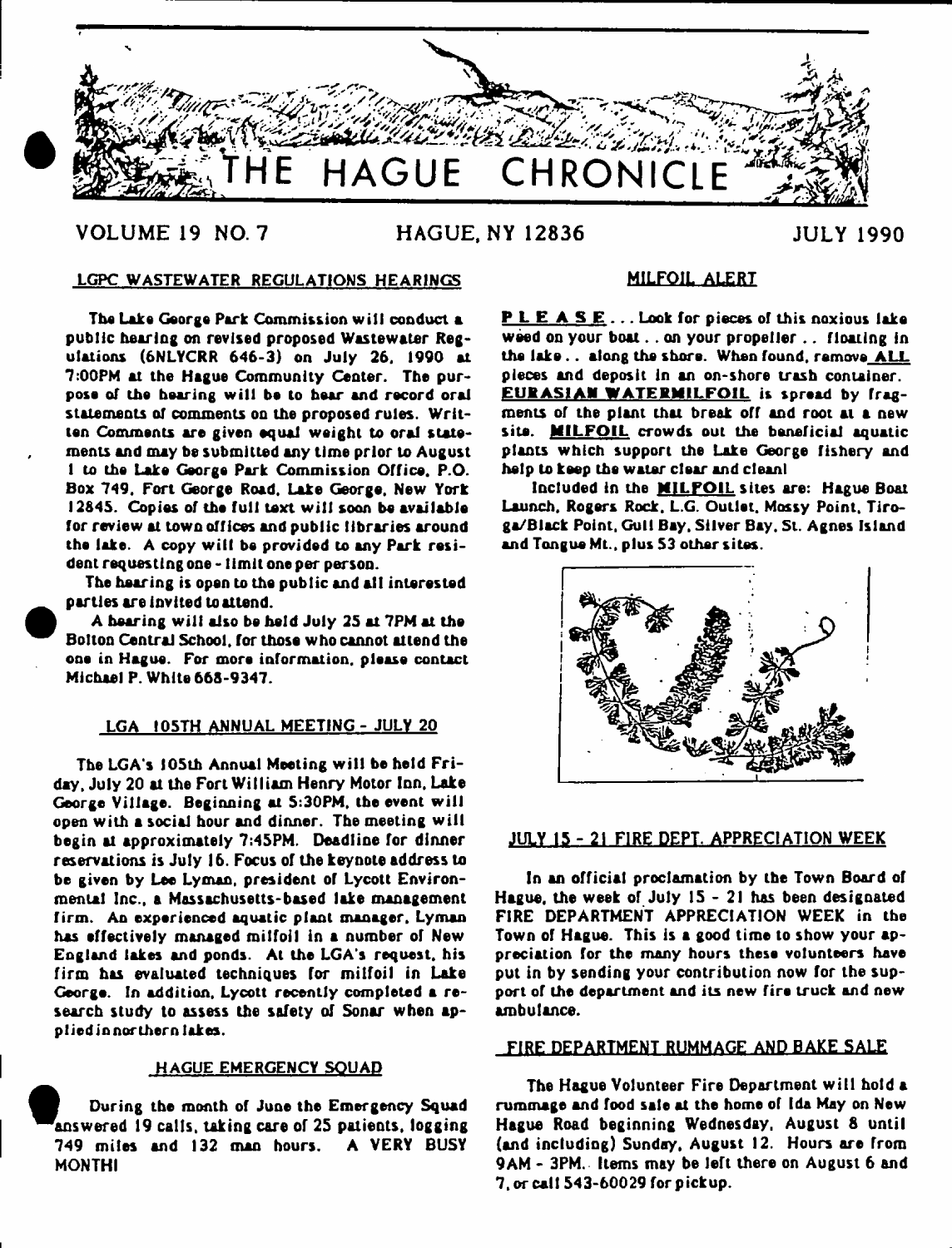# THE HAGUE CHRONICLE

VOLUME 19 NO. 7 HAGUE, NY 12836 JULY 1990

## LGPC WASTEWATER REGULATIONS HEARINGS

The Lake George Park Commission will conduct a public hearing on revised proposed Wastewater Regulations (6NLYCRR 646-3) on July 26, 1990 at 7:00PM at the Hague Community Center. The purpose of the hearing will be to hear and record oral statements of comments on the proposed rules. Written Comments are given equal weight to oral statements and may be submitted any time prior to August 1 to the Lake George Park Commission Office, P.O. Box 749, Fort George Road, Lake George, New York 12845. Copies of the full text will soon be available for review at town offices and public libraries around the lake. A copy will be provided to any Park resident requesting one - limit one per person.

The hearing is open to the public and all interested parties are invited to attend.

A hearing will also be held July 25 at 7PM at the Bolton Central School, for those who cannot attend the one in Hague. For more information, please contact Michael P. White 668-9347.

## LGA 105TH ANNUAL MEETING - JULY 20

The LGA's 105th Annual Meeting will be held Friday, July 20 at the Fort William Henry Motor Inn, Lake George Village. Beginning at 5:30PM, the event will open with a social hour and dinner. The meeting will begin at approximately 7:45PM. Deadline for dinner reservations is July 16. Focus of the keynote address to be given by Lee Lyman, president of Lycott Environmental Inc., a Massachusetts-based lake management firm. An experienced aquatic plant manager, Lyman has effectively managed milfoil in a number of New England lakes and ponds. At the LGA's request, his firm has evaluated techniques for milfoil in Lake George. In addition, Lycott recently completed a research study to assess the safety of Sonar when applied in northern lakes.

## HAGUE EMERGENCY SQUAD

During the month of June the Emergency Squad answered 19 calls, taking care of 25 patients, logging 749 miles and 132 man hours. A VERY BUSY MONTH!

## MILFOIL ALERT

**PLEASE**... Look for pieces of this noxious lake weed on your boat.. on your propeller.. floating in the lake.. along the shore. When found, remove **ALL** pieces and deposit in an on-shore trash container. **EURASIAN WATERMILFOIL** is spread by fragments of the plant that break off and root at a new site. **MILFOIL** crowds out the beneficial aquatic plants which support the Lake George fishery and help to keep the water clear and clean!

Included in the **MILFOIL** sites are: Hague Boat Launch, Rogers Rock, L.G. Outlet, Mossy Point, Tiroga/Black Point, Gull Bay, Silver Bay, St. Agnes Island and Tongue Mt., plus 53 other sites.

## JULY 15 - 21 FIRE DEPT. APPRECIATION WEEK

In an official proclamation by the Town Board of Hague, the week of July 15 - 21 has been designated FIRE DEPARTMENT APPRECIATION WEEK in the Town of Hague. This is a good time to show your appreciation for the many hours these volunteers have put in by sending your contribution now for the support of the department and its new fire truck and new ambulance.

## FIRE DEPARTMENT RUMMAGE AND BAKE SALE

The Hague Volunteer Fire Department will hold a rummage and food sale at the home of Ida May on New Hague Road beginning Wednesday, August 8 until (and including) Sunday, August 12. Hours are from 9AM - 3PM. Items may be left there on August 6 and 7, or call 543-60029 for pickup.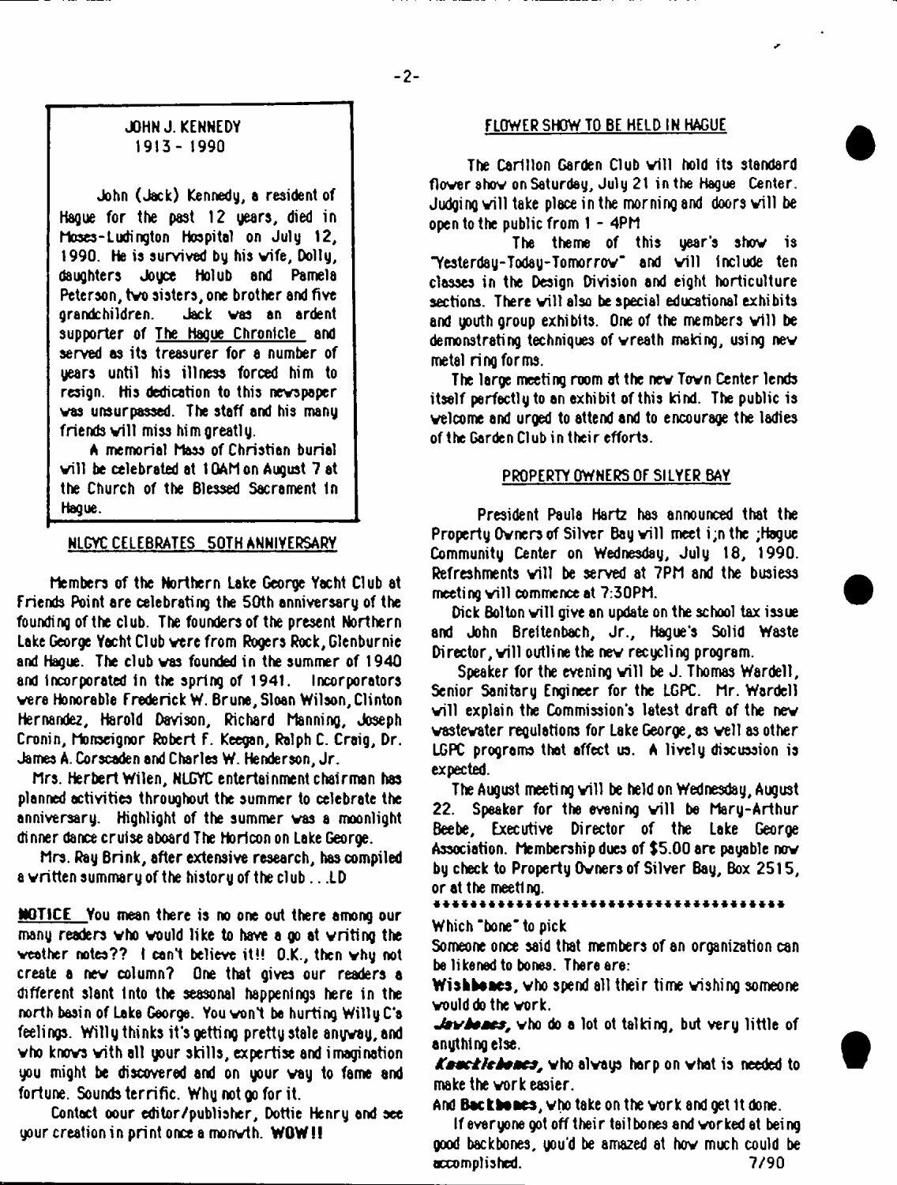## JOHN J. KENNEDY
## 1913 - 1990

John (Jack) Kennedy, a resident of Hague for the past 12 years, died in Moses-Ludington Hospital on July 12, 1990. He is survived by his wife, Dolly, daughters Joyce Holub and Pamela Peterson, two sisters, one brother and five grandchildren. Jack was an ardent supporter of The Hague Chronicle and served as its treasurer for a number of years until his illness forced him to resign. His dedication to this newspaper was unsurpassed. The staff and his many friends will miss him greatly.

A memorial Mass of Christian burial will be celebrated at 10AM on August 7 at the Church of the Blessed Sacrament in Hague.

## NLGYC CELEBRATES 50TH ANNIVERSARY

Members of the Northern Lake George Yacht Club at Friends Point are celebrating the 50th anniversary of the founding of the club. The founders of the present Northern Lake George Yacht Club were from Rogers Rock, Glenburnie and Hague. The club was founded in the summer of 1940 and incorporated in the spring of 1941. Incorporators were Honorable Frederick W. Brune, Sloan Wilson, Clinton Hernandez, Harold Davison, Richard Manning, Joseph Cronin, Monseignor Robert F. Keegan, Ralph C. Craig, Dr. James A. Corscaden and Charles W. Henderson, Jr.

Mrs. Herbert Wilen, NLGYC entertainment chairman has planned activities throughout the summer to celebrate the anniversary. Highlight of the summer was a moonlight dinner dance cruise aboard The Horicon on Lake George.

Mrs. Ray Brink, after extensive research, has compiled a written summary of the history of the club . . .LD

**NOTICE** You mean there is no one out there among our many readers who would like to have a go at writing the weather notes?? I can't believe it!! O.K., then why not create a new column? One that gives our readers a different slant into the seasonal happenings here in the north basin of Lake George. You won't be hurting Willy C's feelings. Willy thinks it's getting pretty stale anyway, and who knows with all your skills, expertise and imagination you might be discovered and on your way to fame and fortune. Sounds terrific. Why not go for it.

Contact oour editor/publisher, Dottie Henry and see your creation in print once a monwth. **WOW!!**

## FLOWER SHOW TO BE HELD IN HAGUE

The Carillon Garden Club will hold its standard flower show on Saturday, July 21 in the Hague Center. Judging will take place in the morning and doors will be open to the public from 1 - 4PM

The theme of this year's show is "Yesterday-Today-Tomorrow" and will include ten classes in the Design Division and eight horticulture sections. There will also be special educational exhibits and youth group exhibits. One of the members will be demonstrating techniques of wreath making, using new metal ring forms.

The large meeting room at the new Town Center lends itself perfectly to an exhibit of this kind. The public is welcome and urged to attend and to encourage the ladies of the Garden Club in their efforts.

## PROPERTY OWNERS OF SILVER BAY

President Paula Hartz has announced that the Property Owners of Silver Bay will meet i;n the ;Hague Community Center on Wednesday, July 18, 1990. Refreshments will be served at 7PM and the busiess meeting will commence at 7:30PM.

Dick Bolton will give an update on the school tax issue and John Breitenbach, Jr., Hague's Solid Waste Director, will outline the new recycling program.

Speaker for the evening will be J. Thomas Wardell, Senior Sanitary Engineer for the LGPC. Mr. Wardell will explain the Commission's latest draft of the new wastewater regulations for Lake George, as well as other LGPC programs that affect us. A lively discussion is expected.

The August meeting will be held on Wednesday, August 22. Speaker for the evening will be Mary-Arthur Beebe, Executive Director of the Lake George Association. Membership dues of $5.00 are payable now by check to Property Owners of Silver Bay, Box 2515, or at the meeting.

************************************

Which "bone" to pick

Someone once said that members of an organization can be likened to bones. There are:

**Wishbones**, who spend all their time wishing someone would do the work.

***Jawbones***, who do a lot ot talking, but very little of anything else.

***Knucklebones***, who always harp on what is needed to make the work easier.

And **Backbones**, who take on the work and get it done.

If everyone got off their tailbones and worked at being good backbones, you'd be amazed at how much could be accomplished. 7/90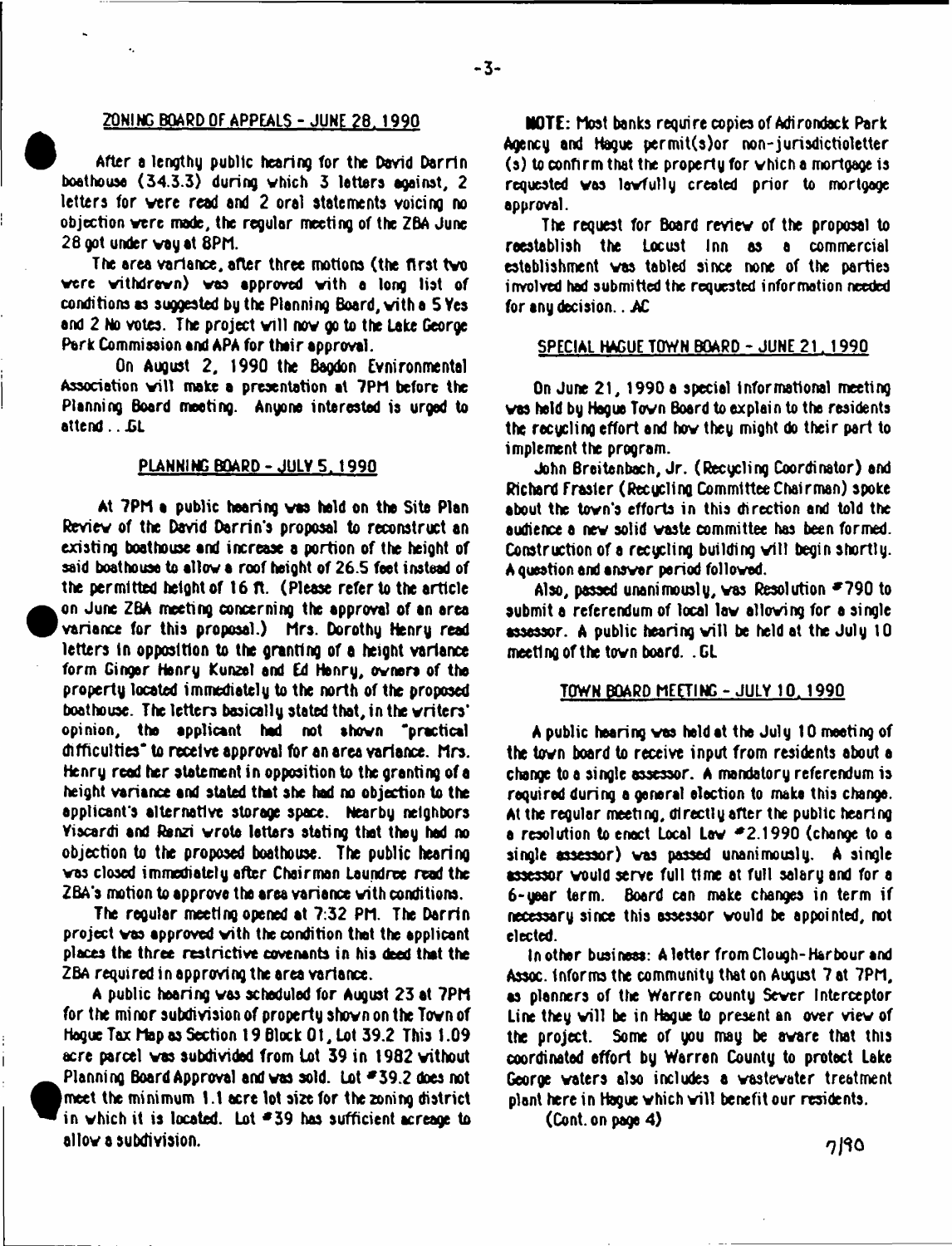## ZONING BOARD OF APPEALS - JUNE 28, 1990

After a lengthy public hearing for the David Darrin boathouse (34.3.3) during which 3 letters against, 2 letters for were read and 2 oral statements voicing no objection were made, the regular meeting of the ZBA June 28 got under way at 8PM.

The area variance, after three motions (the first two were withdrawn) was approved with a long list of conditions as suggested by the Planning Board, with a 5 Yes and 2 No votes. The project will now go to the Lake George Park Commission and APA for their approval.

On August 2, 1990 the Bagdon Evnironmental Association will make a presentation at 7PM before the Planning Board meeting. Anyone interested is urged to attend . . GL

## PLANNING BOARD - JULY 5, 1990

At 7PM a public hearing was held on the Site Plan Review of the David Darrin's proposal to reconstruct an existing boathouse and increase a portion of the height of said boathouse to allow a roof height of 26.5 feet instead of the permitted height of 16 ft. (Please refer to the article on June ZBA meeting concerning the approval of an area variance for this proposal.) Mrs. Dorothy Henry read letters in opposition to the granting of a height variance form Ginger Henry Kunzel and Ed Henry, owners of the property located immediately to the north of the proposed boathouse. The letters basically stated that, in the writers' opinion, the applicant had not shown "practical difficulties" to receive approval for an area variance. Mrs. Henry read her statement in opposition to the granting of a height variance and stated that she had no objection to the applicant's alternative storage space. Nearby neighbors Viscardi and Renzi wrote letters stating that they had no objection to the proposed boathouse. The public hearing was closed immediately after Chairman Laundree read the ZBA's motion to approve the area variance with conditions.

The regular meeting opened at 7:32 PM. The Darrin project was approved with the condition that the applicant places the three restrictive covenants in his deed that the ZBA required in approving the area variance.

A public hearing was scheduled for August 23 at 7PM for the minor subdivision of property shown on the Town of Hague Tax Map as Section 19 Block 01, Lot 39.2 This 1.09 acre parcel was subdivided from Lot 39 in 1982 without Planning Board Approval and was sold. Lot #39.2 does not meet the minimum 1.1 acre lot size for the zoning district in which it is located. Lot #39 has sufficient acreage to allow a subdivision.

**NOTE:** Most banks require copies of Adirondack Park Agency and Hague permit(s)or non-jurisdictioletter (s) to confirm that the property for which a mortgage is requested was lawfully created prior to mortgage approval.

The request for Board review of the proposal to reestablish the Locust Inn as a commercial establishment was tabled since none of the parties involved had submitted the requested information needed for any decision. . AC

## SPECIAL HAGUE TOWN BOARD - JUNE 21, 1990

On June 21, 1990 a special informational meeting was held by Hague Town Board to explain to the residents the recycling effort and how they might do their part to implement the program.

John Breitenbach, Jr. (Recycling Coordinator) and Richard Frasier (Recycling Committee Chairman) spoke about the town's efforts in this direction and told the audience a new solid waste committee has been formed. Construction of a recycling building will begin shortly. A question and answer period followed.

Also, passed unanimously, was Resolution #790 to submit a referendum of local law allowing for a single assessor. A public hearing will be held at the July 10 meeting of the town board. . GL

## TOWN BOARD MEETING - JULY 10, 1990

A public hearing was held at the July 10 meeting of the town board to receive input from residents about a change to a single assessor. A mandatory referendum is required during a general election to make this change. At the regular meeting, directly after the public hearing a resolution to enact Local Law #2.1990 (change to a single assessor) was passed unanimously. A single assessor would serve full time at full salary and for a 6-year term. Board can make changes in term if necessary since this assessor would be appointed, not elected.

In other business: A letter from Clough-Harbour and Assoc. informs the community that on August 7 at 7PM, as planners of the Warren county Sewer Interceptor Line they will be in Hague to present an over view of the project. Some of you may be aware that this coordinated effort by Warren County to protect Lake George waters also includes a wastewater treatment plant here in Hague which will benefit our residents.

(Cont. on page 4)

7/90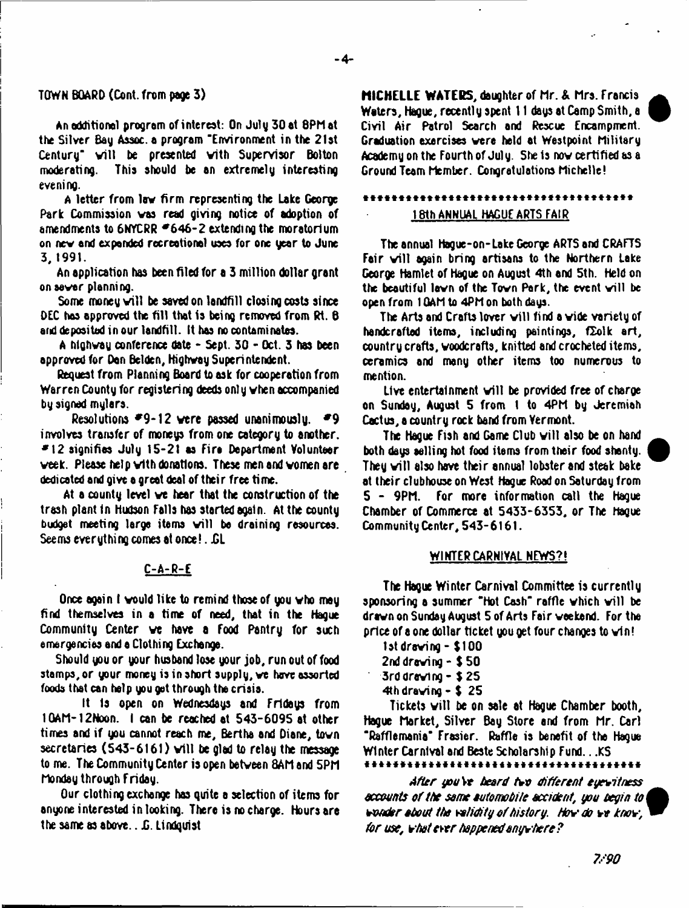TOWN BOARD (Cont. from page 3)

An additional program of interest: On July 30 at 8PM at the Silver Bay Assoc. a program "Environment in the 21st Century" will be presented with Supervisor Bolton moderating. This should be an extremely interesting evening.

A letter from law firm representing the Lake George Park Commission was read giving notice of adoption of amendments to 6NYCRR #646-2 extending the moratorium on new and expanded recreational uses for one year to June 3, 1991.

An application has been filed for a 3 million dollar grant on sewer planning.

Some money will be saved on landfill closing costs since DEC has approved the fill that is being removed from Rt. 8 and deposited in our landfill. It has no contaminates.

A highway conference date - Sept. 30 - Oct. 3 has been approved for Dan Belden, Highway Superintendent.

Request from Planning Board to ask for cooperation from Warren County for registering deeds only when accompanied by signed mylars.

Resolutions #9-12 were passed unanimously. #9 involves transfer of moneys from one category to another. #12 signifies July 15-21 as Fire Department Volunteer week. Please help with donations. These men and women are dedicated and give a great deal of their free time.

At a county level we hear that the construction of the trash plant in Hudson Falls has started again. At the county budget meeting large items will be draining resources. Seems everything comes at once!..GL

## C-A-R-E

Once again I would like to remind those of you who may find themselves in a time of need, that in the Hague Community Center we have a Food Pantry for such emergencies and a Clothing Exchange.

Should you or your husband lose your job, run out of food stamps, or your money is in short supply, we have assorted foods that can help you get through the crisis.

It is open on Wednesdays and Fridays from 10AM-12Noon. I can be reached at 543-6095 at other times and if you cannot reach me, Bertha and Diane, town secretaries (543-6161) will be glad to relay the message to me. The Community Center is open between 8AM and 5PM Monday through Friday.

Our clothing exchange has quite a selection of items for anyone interested in looking. There is no charge. Hours are the same as above...G. Lindquist

**MICHELLE WATERS**, daughter of Mr. & Mrs. Francis Waters, Hague, recently spent 11 days at Camp Smith, a Civil Air Patrol Search and Rescue Encampment. Graduation exercises were held at Westpoint Military Academy on the Fourth of July. She is now certified as a Ground Team Member. Congratulations Michelle!

*************************************

## 18th ANNUAL HAGUE ARTS FAIR

The annual Hague-on-Lake George ARTS and CRAFTS Fair will again bring artisans to the Northern Lake George Hamlet of Hague on August 4th and 5th. Held on the beautiful lawn of the Town Park, the event will be open from 10AM to 4PM on both days.

The Arts and Crafts lover will find a wide variety of handcrafted items, including paintings, folk art, country crafts, woodcrafts, knitted and crocheted items, ceramics and many other items too numerous to mention.

Live entertainment will be provided free of charge on Sunday, August 5 from 1 to 4PM by Jeremiah Cactus, a country rock band from Vermont.

The Hague Fish and Game Club will also be on hand both days selling hot food items from their food shanty. They will also have their annual lobster and steak bake at their clubhouse on West Hague Road on Saturday from 5 - 9PM. For more information call the Hague Chamber of Commerce at 5433-6353, or The Hague Community Center, 543-6161.

## WINTER CARNIVAL NEWS?!

The Hague Winter Carnival Committee is currently sponsoring a summer "Hot Cash" raffle which will be drawn on Sunday August 5 of Arts Fair weekend. For the price of a one dollar ticket you get four changes to win!

1st drawing - $100
2nd drawing - $ 50
3rd drawing - $ 25
4th drawing - $ 25

Tickets will be on sale at Hague Chamber booth, Hague Market, Silver Bay Store and from Mr. Carl "Rafflemania" Frasier. Raffle is benefit of the Hague Winter Carnival and Beste Scholarship Fund...KS

*************************************

*After you've heard two different eyewitness accounts of the same automobile accident, you begin to wonder about the validity of history. How do we know, for use, what ever happened anywhere?*

7/90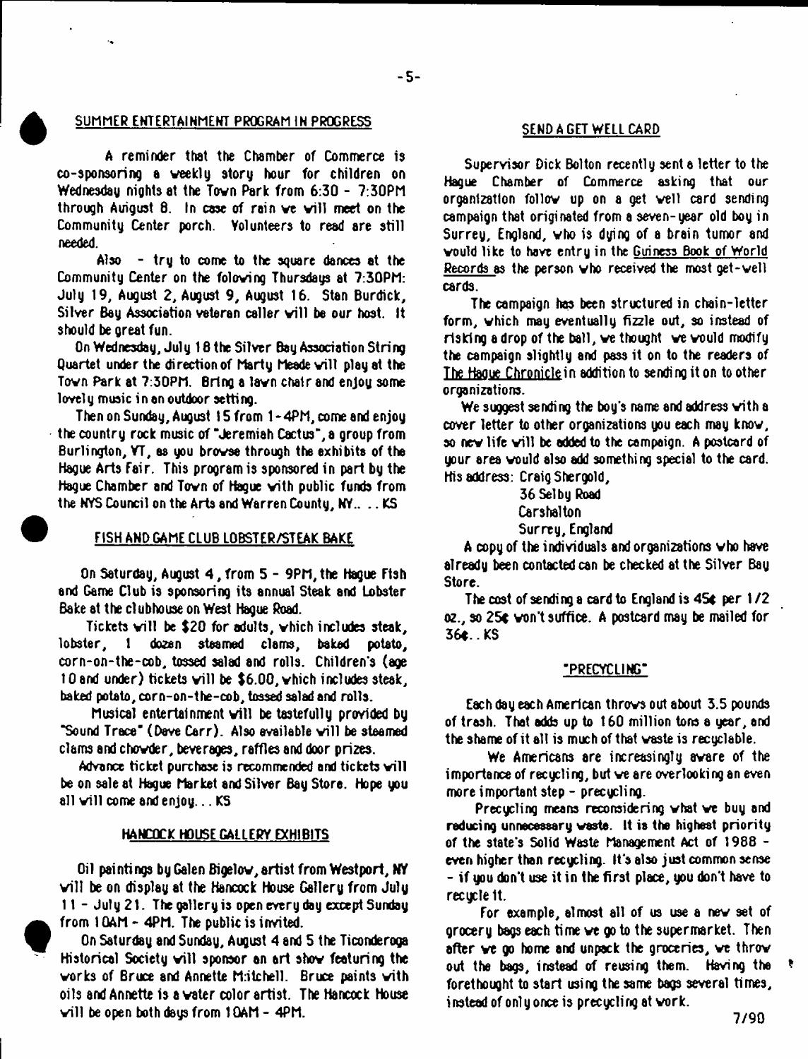## SUMMER ENTERTAINMENT PROGRAM IN PROGRESS

A reminder that the Chamber of Commerce is co-sponsoring a weekly story hour for children on Wednesday nights at the Town Park from 6:30 - 7:30PM through August 8. In case of rain we will meet on the Community Center porch. Volunteers to read are still needed.

Also - try to come to the square dances at the Community Center on the following Thursdays at 7:30PM: July 19, August 2, August 9, August 16. Stan Burdick, Silver Bay Association veteran caller will be our host. It should be great fun.

On Wednesday, July 18 the Silver Bay Association String Quartet under the direction of Marty Meade will play at the Town Park at 7:30PM. Bring a lawn chair and enjoy some lovely music in an outdoor setting.

Then on Sunday, August 15 from 1-4PM, come and enjoy the country rock music of "Jeremiah Cactus", a group from Burlington, VT, as you browse through the exhibits of the Hague Arts Fair. This program is sponsored in part by the Hague Chamber and Town of Hague with public funds from the NYS Council on the Arts and Warren County, NY.. . . KS

## FISH AND GAME CLUB LOBSTER/STEAK BAKE

On Saturday, August 4, from 5 - 9PM, the Hague Fish and Game Club is sponsoring its annual Steak and Lobster Bake at the clubhouse on West Hague Road.

Tickets will be $20 for adults, which includes steak, lobster, 1 dozen steamed clams, baked potato, corn-on-the-cob, tossed salad and rolls. Children's (age 10 and under) tickets will be $6.00, which includes steak, baked potato, corn-on-the-cob, tossed salad and rolls.

Musical entertainment will be tastefully provided by "Sound Trace" (Dave Carr). Also available will be steamed clams and chowder, beverages, raffles and door prizes.

Advance ticket purchase is recommended and tickets will be on sale at Hague Market and Silver Bay Store. Hope you all will come and enjoy... KS

## HANCOCK HOUSE GALLERY EXHIBITS

Oil paintings by Galen Bigelow, artist from Westport, NY will be on display at the Hancock House Gallery from July 11 - July 21. The gallery is open every day except Sunday from 10AM - 4PM. The public is invited.

On Saturday and Sunday, August 4 and 5 the Ticonderoga Historical Society will sponsor an art show featuring the works of Bruce and Annette Mitchell. Bruce paints with oils and Annette is a water color artist. The Hancock House will be open both days from 10AM - 4PM.

## SEND A GET WELL CARD

Supervisor Dick Bolton recently sent a letter to the Hague Chamber of Commerce asking that our organization follow up on a get well card sending campaign that originated from a seven-year old boy in Surrey, England, who is dying of a brain tumor and would like to have entry in the Guiness Book of World Records as the person who received the most get-well cards.

The campaign has been structured in chain-letter form, which may eventually fizzle out, so instead of risking a drop of the ball, we thought we would modify the campaign slightly and pass it on to the readers of The Hague Chronicle in addition to sending it on to other organizations.

We suggest sending the boy's name and address with a cover letter to other organizations you each may know, so new life will be added to the campaign. A postcard of your area would also add something special to the card. His address: Craig Shergold,

36 Selby Road
Carshalton
Surrey, England

A copy of the individuals and organizations who have already been contacted can be checked at the Silver Bay Store.

The cost of sending a card to England is 45¢ per 1/2 oz., so 25¢ won't suffice. A postcard may be mailed for 36¢.. KS

## "PRECYCLING"

Each day each American throws out about 3.5 pounds of trash. That adds up to 160 million tons a year, and the shame of it all is much of that waste is recyclable.

We Americans are increasingly aware of the importance of recycling, but we are overlooking an even more important step - precycling.

Precycling means reconsidering what we buy and reducing unnecessary waste. It is the highest priority of the state's Solid Waste Management Act of 1988 - even higher than recycling. It's also just common sense - if you don't use it in the first place, you don't have to recycle it.

For example, almost all of us use a new set of grocery bags each time we go to the supermarket. Then after we go home and unpack the groceries, we throw out the bags, instead of reusing them. Having the forethought to start using the same bags several times, instead of only once is precycling at work.

7/90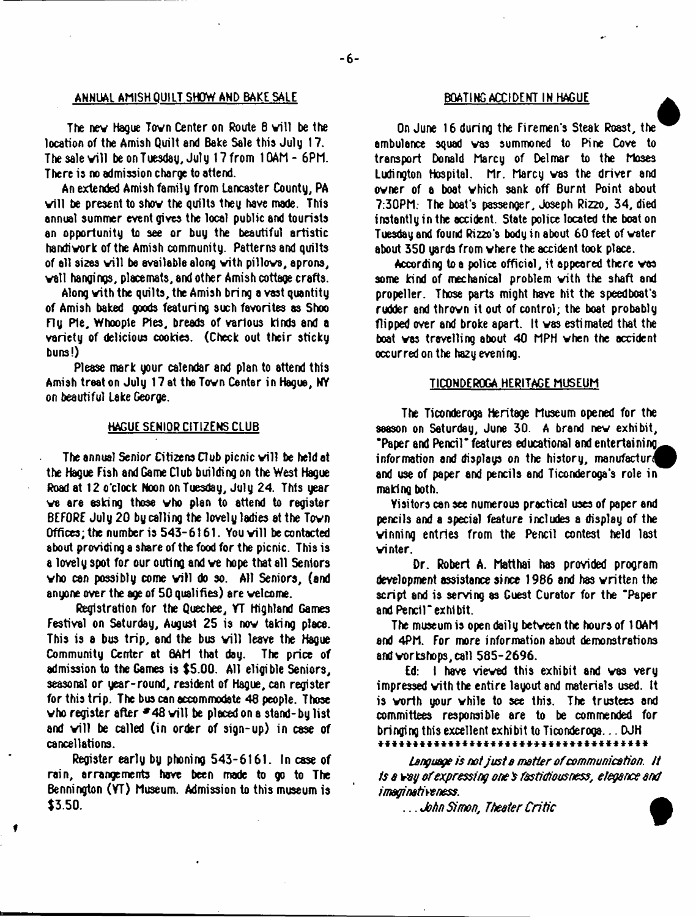## ANNUAL AMISH QUILT SHOW AND BAKE SALE

The new Hague Town Center on Route 8 will be the location of the Amish Quilt and Bake Sale this July 17. The sale will be on Tuesday, July 17 from 10AM - 6PM. There is no admission charge to attend.

An extended Amish family from Lancaster County, PA will be present to show the quilts they have made. This annual summer event gives the local public and tourists an opportunity to see or buy the beautiful artistic handiwork of the Amish community. Patterns and quilts of all sizes will be available along with pillows, aprons, wall hangings, placemats, and other Amish cottage crafts.

Along with the quilts, the Amish bring a vast quantity of Amish baked goods featuring such favorites as Shoo Fly Pie, Whoopie Pies, breads of various kinds and a variety of delicious cookies. (Check out their sticky buns!)

Please mark your calendar and plan to attend this Amish treat on July 17 at the Town Center in Hague, NY on beautiful Lake George.

## HAGUE SENIOR CITIZENS CLUB

The annual Senior Citizens Club picnic will be held at the Hague Fish and Game Club building on the West Hague Road at 12 o'clock Noon on Tuesday, July 24. This year we are asking those who plan to attend to register BEFORE July 20 by calling the lovely ladies at the Town Offices; the number is 543-6161. You will be contacted about providing a share of the food for the picnic. This is a lovely spot for our outing and we hope that all Seniors who can possibly come will do so. All Seniors, (and anyone over the age of 50 qualifies) are welcome.

Registration for the Quechee, VT Highland Games Festival on Saturday, August 25 is now taking place. This is a bus trip, and the bus will leave the Hague Community Center at 8AM that day. The price of admission to the Games is $5.00. All eligible Seniors, seasonal or year-round, resident of Hague, can register for this trip. The bus can accommodate 48 people. Those who register after #48 will be placed on a stand-by list and will be called (in order of sign-up) in case of cancellations.

Register early by phoning 543-6161. In case of rain, arrangements have been made to go to The Bennington (VT) Museum. Admission to this museum is $3.50.

## BOATING ACCIDENT IN HAGUE

On June 16 during the Firemen's Steak Roast, the ambulance squad was summoned to Pine Cove to transport Donald Marcy of Delmar to the Moses Ludington Hospital. Mr. Marcy was the driver and owner of a boat which sank off Burnt Point about 7:30PM. The boat's passenger, Joseph Rizzo, 34, died instantly in the accident. State police located the boat on Tuesday and found Rizzo's body in about 60 feet of water about 350 yards from where the accident took place.

According to a police official, it appeared there was some kind of mechanical problem with the shaft and propeller. Those parts might have hit the speedboat's rudder and thrown it out of control; the boat probably flipped over and broke apart. It was estimated that the boat was travelling about 40 MPH when the accident occurred on the hazy evening.

## TICONDEROGA HERITAGE MUSEUM

The Ticonderoga Heritage Museum opened for the season on Saturday, June 30. A brand new exhibit, "Paper and Pencil" features educational and entertaining information and displays on the history, manufacture and use of paper and pencils and Ticonderoga's role in making both.

Visitors can see numerous practical uses of paper and pencils and a special feature includes a display of the winning entries from the Pencil contest held last winter.

Dr. Robert A. Matthai has provided program development assistance since 1986 and has written the script and is serving as Guest Curator for the "Paper and Pencil" exhibit.

The museum is open daily between the hours of 10AM and 4PM. For more information about demonstrations and workshops, call 585-2696.

Ed: I have viewed this exhibit and was very impressed with the entire layout and materials used. It is worth your while to see this. The trustees and committees responsible are to be commended for bringing this excellent exhibit to Ticonderoga... DJH

*************************************

*Language is not just a matter of communication. It is a way of expressing one's fastidiousness, elegance and imaginativeness.*

*...John Simon, Theater Critic*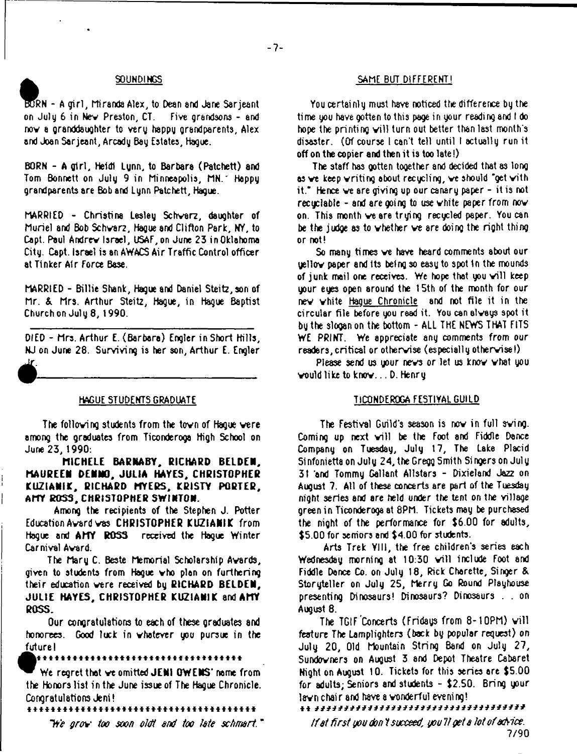## SOUNDINGS

BORN - A girl, Miranda Alex, to Dean and Jane Sarjeant on July 6 in New Preston, CT. Five grandsons - and now a granddaughter to very happy grandparents, Alex and Joan Sarjeant, Arcady Bay Estates, Hague.

BORN - A girl, Heidi Lynn, to Barbara (Patchett) and Tom Bonnett on July 9 in Minneapolis, MN. Happy grandparents are Bob and Lynn Patchett, Hague.

MARRIED - Christina Lesley Schwarz, daughter of Muriel and Bob Schwarz, Hague and Clifton Park, NY, to Capt. Paul Andrew Israel, USAF, on June 23 in Oklahoma City. Capt. Israel is an AWACS Air Traffic Control officer at Tinker Air Force Base.

MARRIED - Billie Shank, Hague and Daniel Steitz, son of Mr. & Mrs. Arthur Steitz, Hague, in Hague Baptist Church on July 8, 1990.

---

DIED - Mrs. Arthur E. (Barbara) Engler in Short Hills, NJ on June 28. Surviving is her son, Arthur E. Engler Jr.

---

## HAGUE STUDENTS GRADUATE

The following students from the town of Hague were among the graduates from Ticonderoga High School on June 23, 1990:

**MICHELE BARNABY, RICHARD BELDEN, MAUREEN DENNO, JULIA HAYES, CHRISTOPHER KUZIANIK, RICHARD MYERS, KRISTY PORTER, AMY ROSS, CHRISTOPHER SWINTON.**

Among the recipients of the Stephen J. Potter Education Award was **CHRISTOPHER KUZIANIK** from Hague and **AMY ROSS** received the Hague Winter Carnival Award.

The Mary C. Beste Memorial Scholarship Awards, given to students from Hague who plan on furthering their education were received by **RICHARD BELDEN, JULIE HAYES, CHRISTOPHER KUZIANIK** and **AMY ROSS.**

Our congratulations to each of these graduates and honorees. Good luck in whatever you pursue in the future!

**********************************

We regret that we omitted **JENI OWENS'** name from the Honors list in the June issue of The Hague Chronicle. Congratulations Jeni!

**************************************

*"We grow too soon oldt and too late schmart."*

## SAME BUT DIFFERENT!

You certainly must have noticed the difference by the time you have gotten to this page in your reading and I do hope the printing will turn out better than last month's disaster. (Of course I can't tell until I actually run it off on the copier and then it is too late!)

The staff has gotten together and decided that as long as we keep writing about recycling, we should "get with it." Hence we are giving up our canary paper - it is not recyclable - and are going to use white paper from now on. This month we are trying recycled paper. You can be the judge as to whether we are doing the right thing or not!

So many times we have heard comments about our yellow paper and its being so easy to spot in the mounds of junk mail one receives. We hope that you will keep your eyes open around the 15th of the month for our new white Hague Chronicle and not file it in the circular file before you read it. You can always spot it by the slogan on the bottom - ALL THE NEWS THAT FITS WE PRINT. We appreciate any comments from our readers, critical or otherwise (especially otherwise!)

Please send us your news or let us know what you would like to know... D. Henry

## TICONDEROGA FESTIVAL GUILD

The Festival Guild's season is now in full swing. Coming up next will be the Foot and Fiddle Dance Company on Tuesday, July 17, The Lake Placid Sinfonietta on July 24, the Gregg Smith Singers on July 31 and Tommy Gallant Allstars - Dixieland Jazz on August 7. All of these concerts are part of the Tuesday night series and are held under the tent on the village green in Ticonderoga at 8PM. Tickets may be purchased the night of the performance for $6.00 for adults, $5.00 for seniors and $4.00 for students.

Arts Trek VIII, the free children's series each Wednesday morning at 10:30 will include Foot and Fiddle Dance Co. on July 18, Rick Charette, Singer & Storyteller on July 25, Merry Go Round Playhouse presenting Dinosaurs! Dinosaurs? Dinosaurs . . on August 8.

The TGIF Concerts (Fridays from 8-10PM) will feature The Lamplighters (back by popular request) on July 20, Old Mountain String Band on July 27, Sundowners on August 3 and Depot Theatre Cabaret Night on August 10. Tickets for this series are $5.00 for adults; Seniors and students - $2.50. Bring your lawn chair and have a wonderful evening!

**************************************

*If at first you don't succeed, you'll get a lot of advice.*

7/90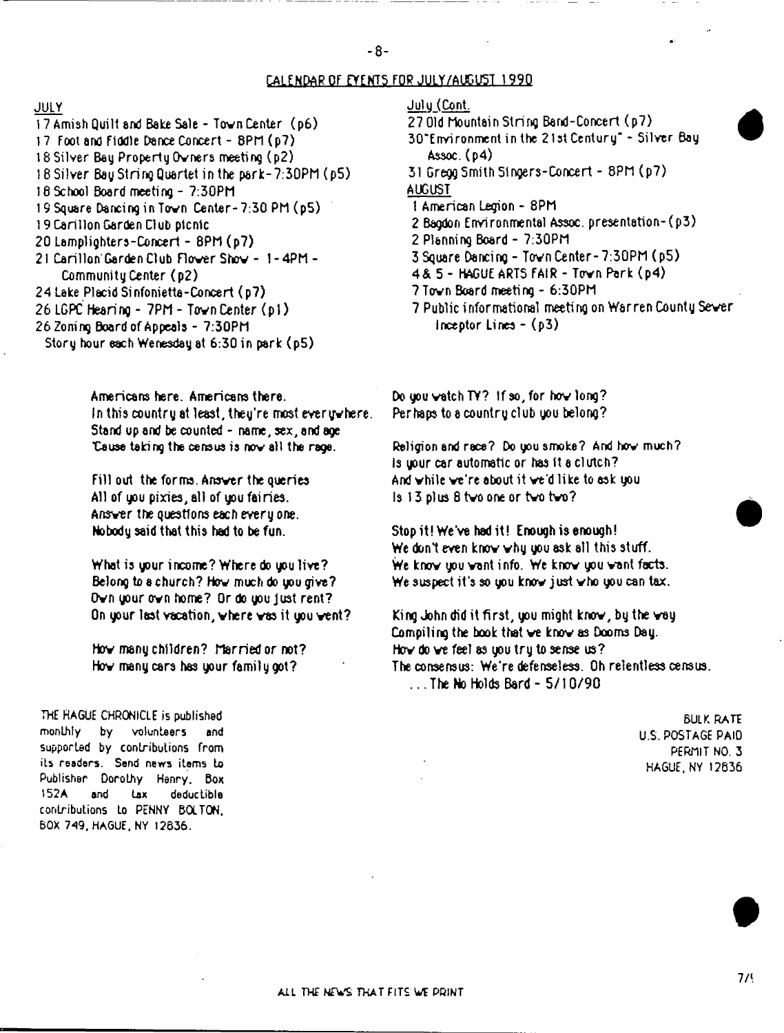## CALENDAR OF EVENTS FOR JULY/AUGUST 1990

**JULY**

17 Amish Quilt and Bake Sale - Town Center (p6)
17 Foot and Fiddle Dance Concert - 8PM (p7)
18 Silver Bay Property Owners meeting (p2)
18 Silver Bay String Quartet in the park - 7:30PM (p5)
18 School Board meeting - 7:30PM
19 Square Dancing in Town Center - 7:30 PM (p5)
19 Carillon Garden Club picnic
20 Lamplighters-Concert - 8PM (p7)
21 Carillon Garden Club Flower Show - 1-4PM - Community Center (p2)
24 Lake Placid Sinfonietta-Concert (p7)
26 LGPC Hearing - 7PM - Town Center (p1)
26 Zoning Board of Appeals - 7:30PM
Story hour each Wenesday at 6:30 in park (p5)

**July (Cont.**

27 Old Mountain String Band-Concert (p7)
30 "Environment in the 21st Century" - Silver Bay Assoc. (p4)
31 Gregg Smith Singers-Concert - 8PM (p7)

**AUGUST**

1 American Legion - 8PM
2 Bagdon Environmental Assoc. presentation - (p3)
2 Planning Board - 7:30PM
3 Square Dancing - Town Center - 7:30PM (p5)
4 & 5 - HAGUE ARTS FAIR - Town Park (p4)
7 Town Board meeting - 6:30PM
7 Public informational meeting on Warren County Sewer Inceptor Lines - (p3)

Americans here. Americans there.
In this country at least, they're most everywhere.
Stand up and be counted - name, sex, and age
'Cause taking the census is now all the rage.

Fill out the forms. Answer the queries
All of you pixies, all of you fairies.
Answer the questions each every one.
Nobody said that this had to be fun.

What is your income? Where do you live?
Belong to a church? How much do you give?
Own your own home? Or do you just rent?
On your last vacation, where was it you went?

How many children? Married or not?
How many cars has your family got?

Do you watch TV? If so, for how long?
Perhaps to a country club you belong?

Religion and race? Do you smoke? And how much?
Is your car automatic or has it a clutch?
And while we're about it we'd like to ask you
Is 13 plus 8 two one or two two?

Stop it! We've had it! Enough is enough!
We don't even know why you ask all this stuff.
We know you want info. We know you want facts.
We suspect it's so you know just who you can tax.

King John did it first, you might know, by the way
Compiling the book that we know as Dooms Day.
How do we feel as you try to sense us?
The consensus: We're defenseless. Oh relentless census.

...The No Holds Bard - 5/10/90

THE HAGUE CHRONICLE is published monthly by volunteers and supported by contributions from its readers. Send news items to Publisher Dorothy Henry, Box 152A and tax deductible contributions to PENNY BOLTON, BOX 749, HAGUE, NY 12836.

BULK RATE
U.S. POSTAGE PAID
PERMIT NO. 3
HAGUE, NY 12836

ALL THE NEWS THAT FITS WE PRINT